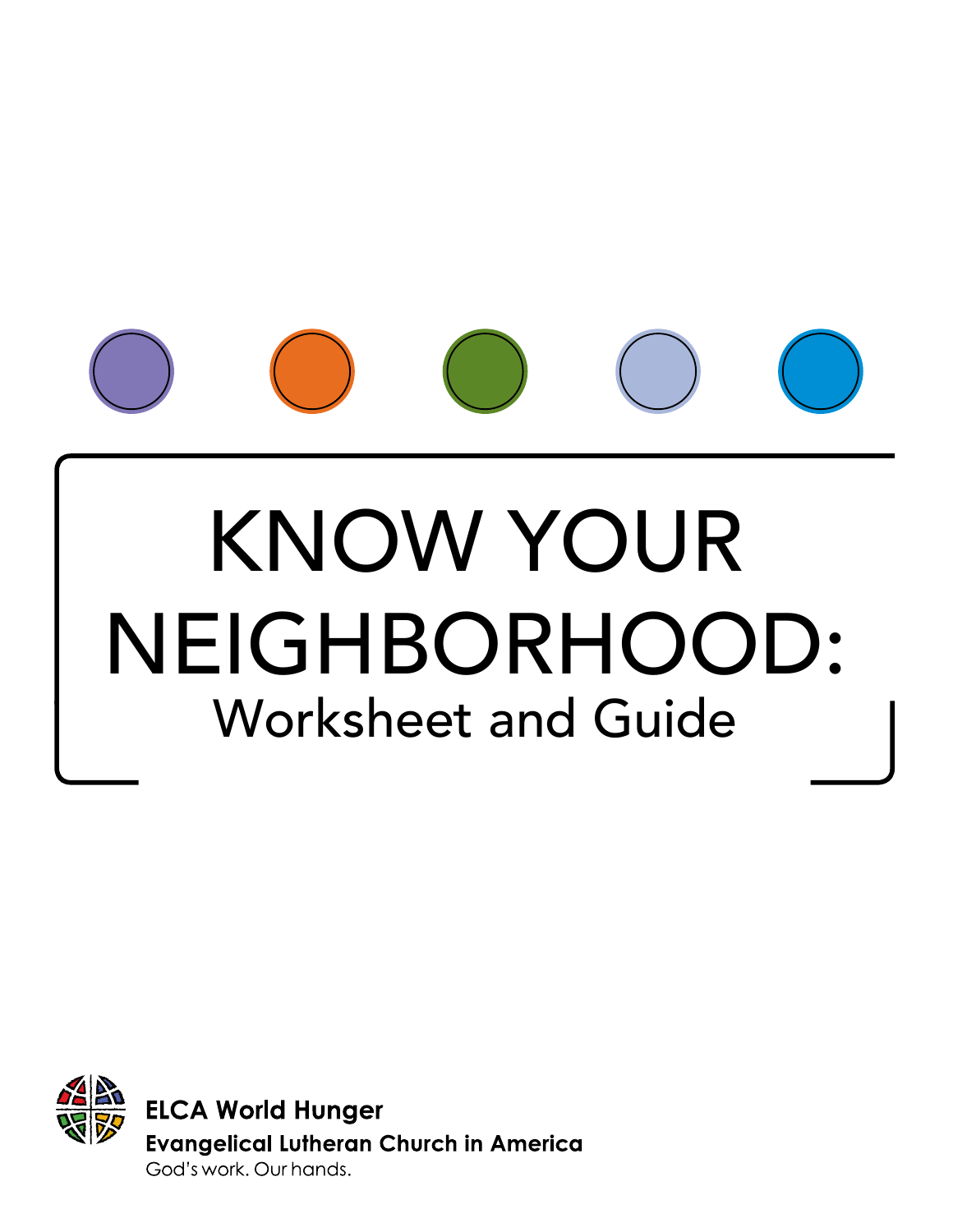# KNOW YOUR NEIGHBORHOOD:

## Worksheet and Guide

**ELCA World Hunger**

**Evangelical Lutheran Church in America**

God's work. Our hands.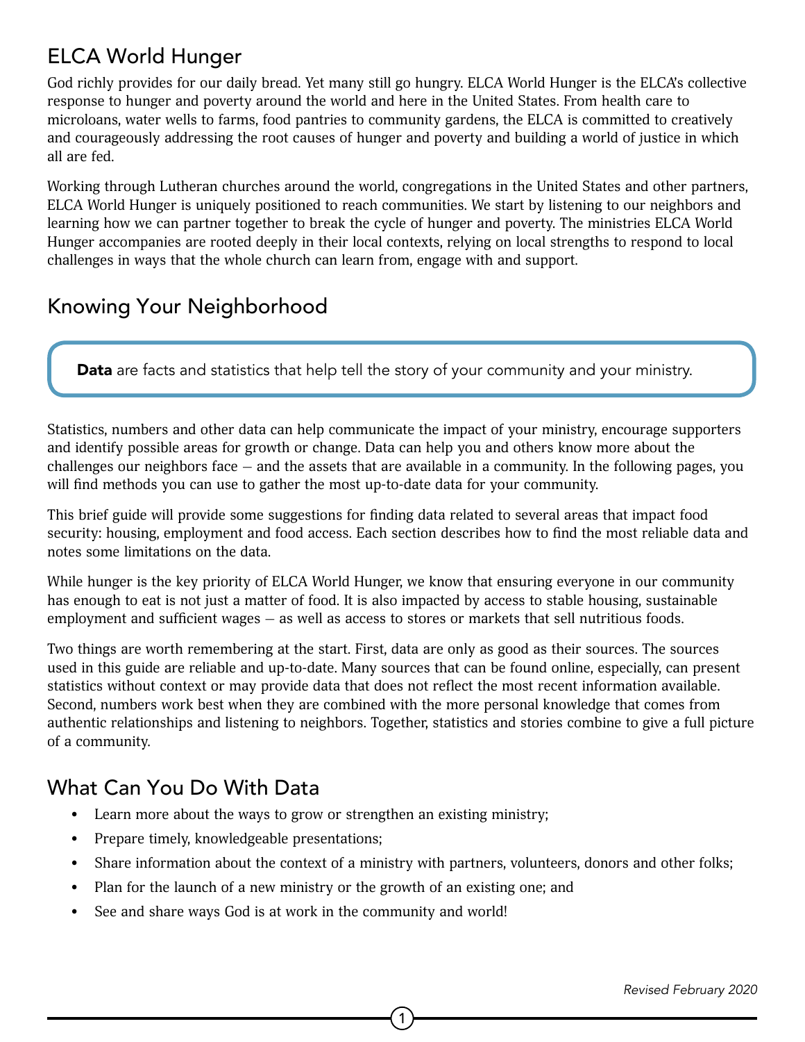## ELCA World Hunger

God richly provides for our daily bread. Yet many still go hungry. ELCA World Hunger is the ELCA's collective response to hunger and poverty around the world and here in the United States. From health care to microloans, water wells to farms, food pantries to community gardens, the ELCA is committed to creatively and courageously addressing the root causes of hunger and poverty and building a world of justice in which all are fed.

Working through Lutheran churches around the world, congregations in the United States and other partners, ELCA World Hunger is uniquely positioned to reach communities. We start by listening to our neighbors and learning how we can partner together to break the cycle of hunger and poverty. The ministries ELCA World Hunger accompanies are rooted deeply in their local contexts, relying on local strengths to respond to local challenges in ways that the whole church can learn from, engage with and support.

## Knowing Your Neighborhood

**Data** are facts and statistics that help tell the story of your community and your ministry.

Statistics, numbers and other data can help communicate the impact of your ministry, encourage supporters and identify possible areas for growth or change. Data can help you and others know more about the challenges our neighbors face – and the assets that are available in a community. In the following pages, you will find methods you can use to gather the most up-to-date data for your community.

This brief guide will provide some suggestions for finding data related to several areas that impact food security: housing, employment and food access. Each section describes how to find the most reliable data and notes some limitations on the data.

While hunger is the key priority of ELCA World Hunger, we know that ensuring everyone in our community has enough to eat is not just a matter of food. It is also impacted by access to stable housing, sustainable employment and sufficient wages – as well as access to stores or markets that sell nutritious foods.

Two things are worth remembering at the start. First, data are only as good as their sources. The sources used in this guide are reliable and up-to-date. Many sources that can be found online, especially, can present statistics without context or may provide data that does not reflect the most recent information available. Second, numbers work best when they are combined with the more personal knowledge that comes from authentic relationships and listening to neighbors. Together, statistics and stories combine to give a full picture of a community.

## What Can You Do With Data

- Learn more about the ways to grow or strengthen an existing ministry;
- Prepare timely, knowledgeable presentations;
- Share information about the context of a ministry with partners, volunteers, donors and other folks;
- Plan for the launch of a new ministry or the growth of an existing one; and
- See and share ways God is at work in the community and world!

*Revised February 2020*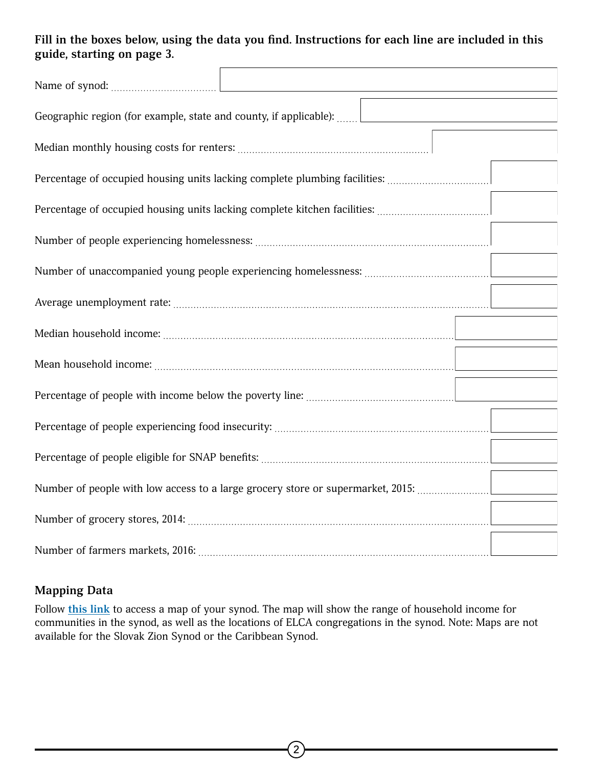**Fill in the boxes below, using the data you find. Instructions for each line are included in this guide, starting on page 3.**

| Field | Value |
| --- | --- |
| Name of synod: | |
| Geographic region (for example, state and county, if applicable): | |
| Median monthly housing costs for renters: | |
| Percentage of occupied housing units lacking complete plumbing facilities: | |
| Percentage of occupied housing units lacking complete kitchen facilities: | |
| Number of people experiencing homelessness: | |
| Number of unaccompanied young people experiencing homelessness: | |
| Average unemployment rate: | |
| Median household income: | |
| Mean household income: | |
| Percentage of people with income below the poverty line: | |
| Percentage of people experiencing food insecurity: | |
| Percentage of people eligible for SNAP benefits: | |
| Number of people with low access to a large grocery store or supermarket, 2015: | |
| Number of grocery stores, 2014: | |
| Number of farmers markets, 2016: | |

## Mapping Data

Follow **this link** to access a map of your synod. The map will show the range of household income for communities in the synod, as well as the locations of ELCA congregations in the synod. Note: Maps are not available for the Slovak Zion Synod or the Caribbean Synod.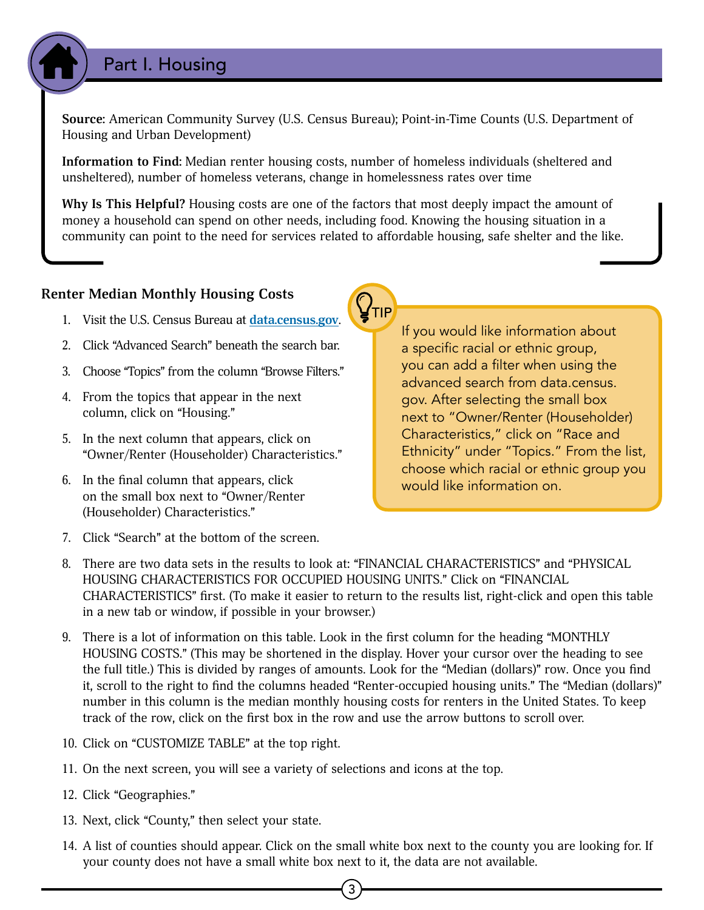## Part I. Housing

**Source:** American Community Survey (U.S. Census Bureau); Point-in-Time Counts (U.S. Department of Housing and Urban Development)

**Information to Find:** Median renter housing costs, number of homeless individuals (sheltered and unsheltered), number of homeless veterans, change in homelessness rates over time

**Why Is This Helpful?** Housing costs are one of the factors that most deeply impact the amount of money a household can spend on other needs, including food. Knowing the housing situation in a community can point to the need for services related to affordable housing, safe shelter and the like.

### Renter Median Monthly Housing Costs

1. Visit the U.S. Census Bureau at **data.census.gov**.
2. Click "Advanced Search" beneath the search bar.
3. Choose "Topics" from the column "Browse Filters."
4. From the topics that appear in the next column, click on "Housing."
5. In the next column that appears, click on "Owner/Renter (Householder) Characteristics."
6. In the final column that appears, click on the small box next to "Owner/Renter (Householder) Characteristics."
7. Click "Search" at the bottom of the screen.
8. There are two data sets in the results to look at: "FINANCIAL CHARACTERISTICS" and "PHYSICAL HOUSING CHARACTERISTICS FOR OCCUPIED HOUSING UNITS." Click on "FINANCIAL CHARACTERISTICS" first. (To make it easier to return to the results list, right-click and open this table in a new tab or window, if possible in your browser.)
9. There is a lot of information on this table. Look in the first column for the heading "MONTHLY HOUSING COSTS." (This may be shortened in the display. Hover your cursor over the heading to see the full title.) This is divided by ranges of amounts. Look for the "Median (dollars)" row. Once you find it, scroll to the right to find the columns headed "Renter-occupied housing units." The "Median (dollars)" number in this column is the median monthly housing costs for renters in the United States. To keep track of the row, click on the first box in the row and use the arrow buttons to scroll over.
10. Click on "CUSTOMIZE TABLE" at the top right.
11. On the next screen, you will see a variety of selections and icons at the top.
12. Click "Geographies."
13. Next, click "County," then select your state.
14. A list of counties should appear. Click on the small white box next to the county you are looking for. If your county does not have a small white box next to it, the data are not available.

**TIP**

If you would like information about a specific racial or ethnic group, you can add a filter when using the advanced search from data.census.gov. After selecting the small box next to "Owner/Renter (Householder) Characteristics," click on "Race and Ethnicity" under "Topics." From the list, choose which racial or ethnic group you would like information on.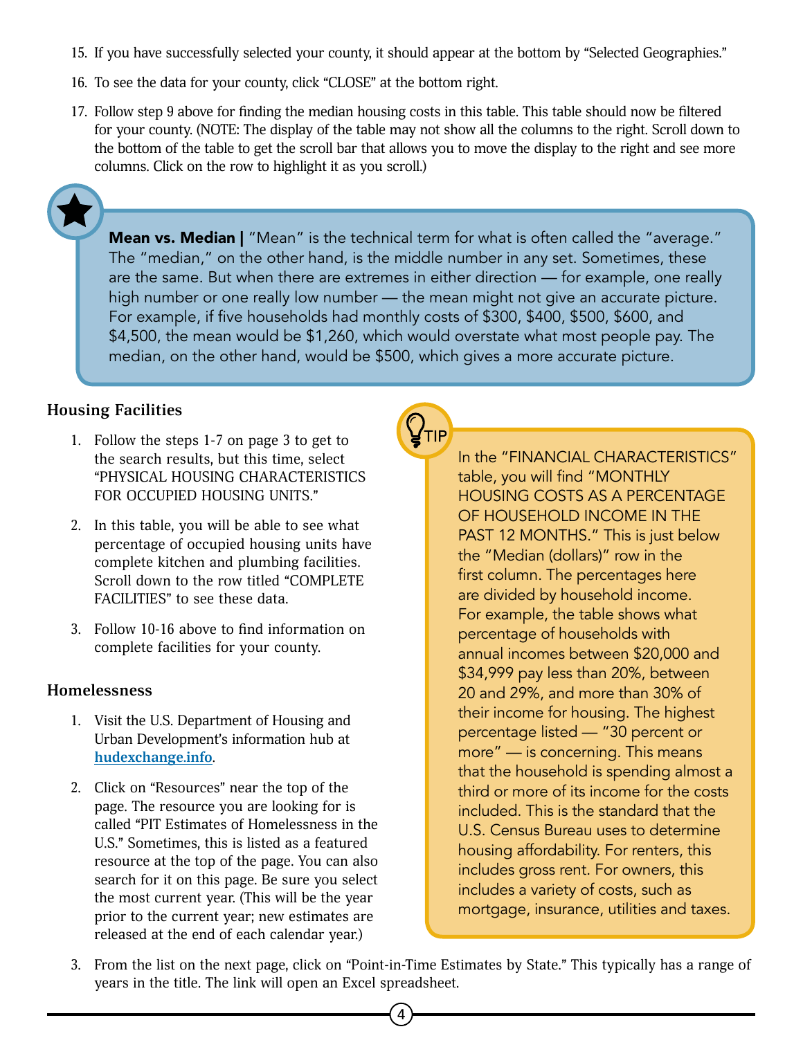15. If you have successfully selected your county, it should appear at the bottom by "Selected Geographies."

16. To see the data for your county, click "CLOSE" at the bottom right.

17. Follow step 9 above for finding the median housing costs in this table. This table should now be filtered for your county. (NOTE: The display of the table may not show all the columns to the right. Scroll down to the bottom of the table to get the scroll bar that allows you to move the display to the right and see more columns. Click on the row to highlight it as you scroll.)

> **Mean vs. Median |** "Mean" is the technical term for what is often called the "average." The "median," on the other hand, is the middle number in any set. Sometimes, these are the same. But when there are extremes in either direction — for example, one really high number or one really low number — the mean might not give an accurate picture. For example, if five households had monthly costs of $300, $400, $500, $600, and $4,500, the mean would be $1,260, which would overstate what most people pay. The median, on the other hand, would be $500, which gives a more accurate picture.

### Housing Facilities

1. Follow the steps 1-7 on page 3 to get to the search results, but this time, select "PHYSICAL HOUSING CHARACTERISTICS FOR OCCUPIED HOUSING UNITS."

2. In this table, you will be able to see what percentage of occupied housing units have complete kitchen and plumbing facilities. Scroll down to the row titled "COMPLETE FACILITIES" to see these data.

3. Follow 10-16 above to find information on complete facilities for your county.

### Homelessness

1. Visit the U.S. Department of Housing and Urban Development's information hub at **hudexchange.info**.

2. Click on "Resources" near the top of the page. The resource you are looking for is called "PIT Estimates of Homelessness in the U.S." Sometimes, this is listed as a featured resource at the top of the page. You can also search for it on this page. Be sure you select the most current year. (This will be the year prior to the current year; new estimates are released at the end of each calendar year.)

3. From the list on the next page, click on "Point-in-Time Estimates by State." This typically has a range of years in the title. The link will open an Excel spreadsheet.

> **TIP**
>
> In the "FINANCIAL CHARACTERISTICS" table, you will find "MONTHLY HOUSING COSTS AS A PERCENTAGE OF HOUSEHOLD INCOME IN THE PAST 12 MONTHS." This is just below the "Median (dollars)" row in the first column. The percentages here are divided by household income. For example, the table shows what percentage of households with annual incomes between $20,000 and $34,999 pay less than 20%, between 20 and 29%, and more than 30% of their income for housing. The highest percentage listed — "30 percent or more" — is concerning. This means that the household is spending almost a third or more of its income for the costs included. This is the standard that the U.S. Census Bureau uses to determine housing affordability. For renters, this includes gross rent. For owners, this includes a variety of costs, such as mortgage, insurance, utilities and taxes.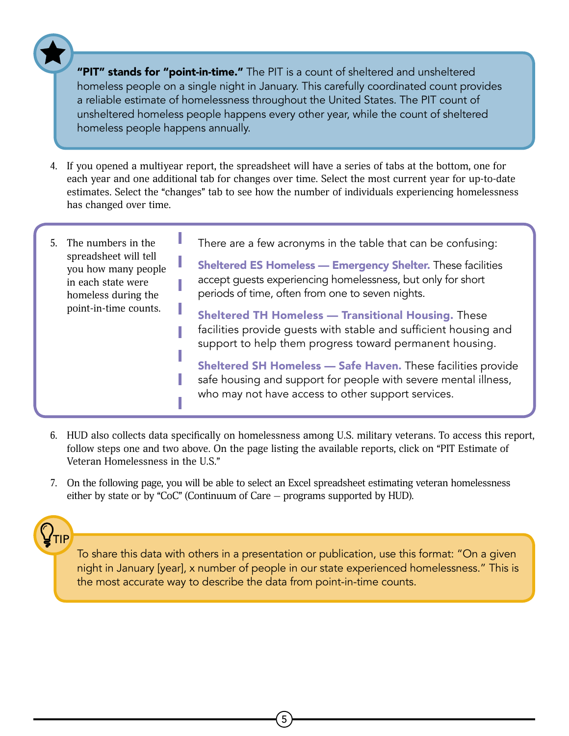**"PIT" stands for "point-in-time."** The PIT is a count of sheltered and unsheltered homeless people on a single night in January. This carefully coordinated count provides a reliable estimate of homelessness throughout the United States. The PIT count of unsheltered homeless people happens every other year, while the count of sheltered homeless people happens annually.

4. If you opened a multiyear report, the spreadsheet will have a series of tabs at the bottom, one for each year and one additional tab for changes over time. Select the most current year for up-to-date estimates. Select the "changes" tab to see how the number of individuals experiencing homelessness has changed over time.

5. The numbers in the spreadsheet will tell you how many people in each state were homeless during the point-in-time counts.

There are a few acronyms in the table that can be confusing:

**Sheltered ES Homeless — Emergency Shelter.** These facilities accept guests experiencing homelessness, but only for short periods of time, often from one to seven nights.

**Sheltered TH Homeless — Transitional Housing.** These facilities provide guests with stable and sufficient housing and support to help them progress toward permanent housing.

**Sheltered SH Homeless — Safe Haven.** These facilities provide safe housing and support for people with severe mental illness, who may not have access to other support services.

6. HUD also collects data specifically on homelessness among U.S. military veterans. To access this report, follow steps one and two above. On the page listing the available reports, click on "PIT Estimate of Veteran Homelessness in the U.S."

7. On the following page, you will be able to select an Excel spreadsheet estimating veteran homelessness either by state or by "CoC" (Continuum of Care – programs supported by HUD).

**TIP**

To share this data with others in a presentation or publication, use this format: "On a given night in January [year], x number of people in our state experienced homelessness." This is the most accurate way to describe the data from point-in-time counts.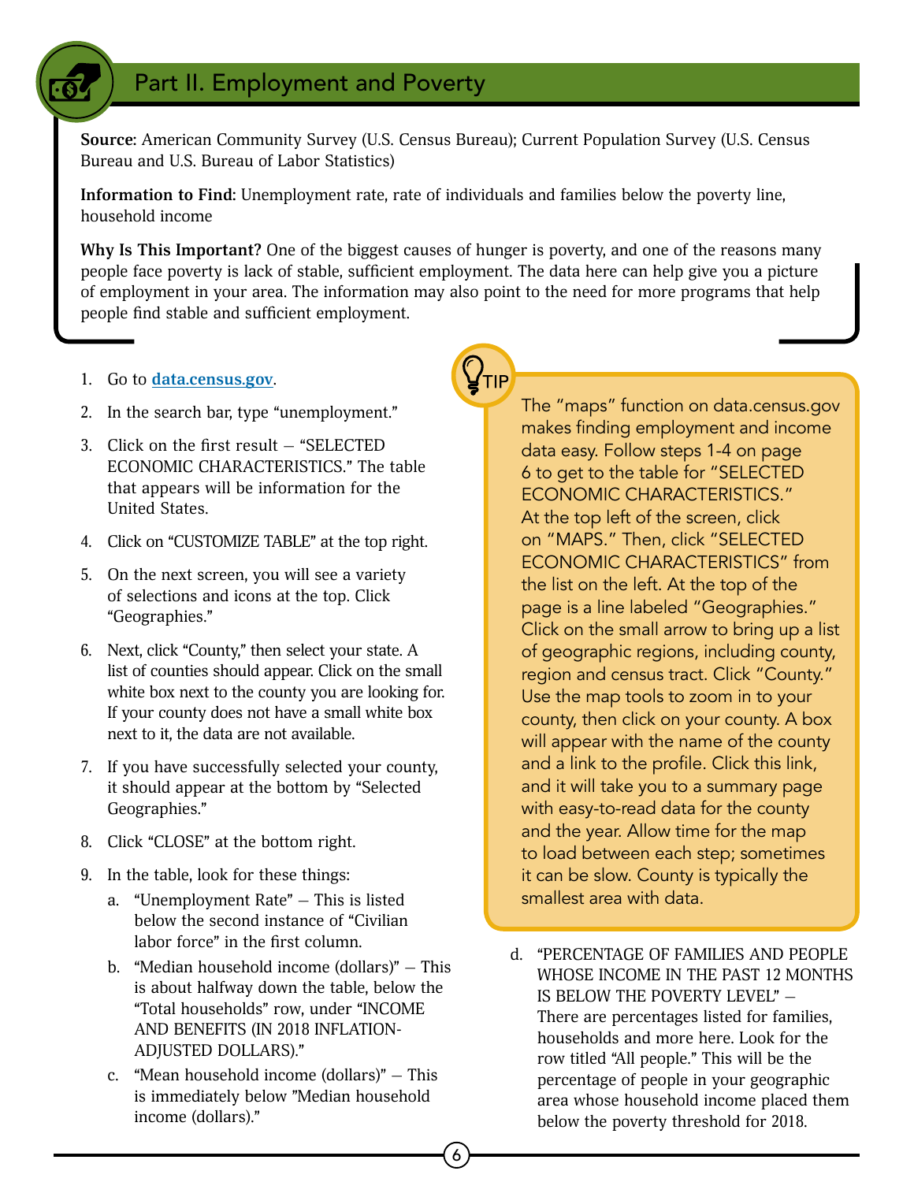## Part II. Employment and Poverty

**Source:** American Community Survey (U.S. Census Bureau); Current Population Survey (U.S. Census Bureau and U.S. Bureau of Labor Statistics)

**Information to Find:** Unemployment rate, rate of individuals and families below the poverty line, household income

**Why Is This Important?** One of the biggest causes of hunger is poverty, and one of the reasons many people face poverty is lack of stable, sufficient employment. The data here can help give you a picture of employment in your area. The information may also point to the need for more programs that help people find stable and sufficient employment.

1. Go to **data.census.gov**.
2. In the search bar, type "unemployment."
3. Click on the first result – "SELECTED ECONOMIC CHARACTERISTICS." The table that appears will be information for the United States.
4. Click on "CUSTOMIZE TABLE" at the top right.
5. On the next screen, you will see a variety of selections and icons at the top. Click "Geographies."
6. Next, click "County," then select your state. A list of counties should appear. Click on the small white box next to the county you are looking for. If your county does not have a small white box next to it, the data are not available.
7. If you have successfully selected your county, it should appear at the bottom by "Selected Geographies."
8. Click "CLOSE" at the bottom right.
9. In the table, look for these things:
   a. "Unemployment Rate" – This is listed below the second instance of "Civilian labor force" in the first column.
   b. "Median household income (dollars)" – This is about halfway down the table, below the "Total households" row, under "INCOME AND BENEFITS (IN 2018 INFLATION-ADJUSTED DOLLARS)."
   c. "Mean household income (dollars)" – This is immediately below "Median household income (dollars)."
   d. "PERCENTAGE OF FAMILIES AND PEOPLE WHOSE INCOME IN THE PAST 12 MONTHS IS BELOW THE POVERTY LEVEL" – There are percentages listed for families, households and more here. Look for the row titled "All people." This will be the percentage of people in your geographic area whose household income placed them below the poverty threshold for 2018.

**TIP**

The "maps" function on data.census.gov makes finding employment and income data easy. Follow steps 1-4 on page 6 to get to the table for "SELECTED ECONOMIC CHARACTERISTICS." At the top left of the screen, click on "MAPS." Then, click "SELECTED ECONOMIC CHARACTERISTICS" from the list on the left. At the top of the page is a line labeled "Geographies." Click on the small arrow to bring up a list of geographic regions, including county, region and census tract. Click "County." Use the map tools to zoom in to your county, then click on your county. A box will appear with the name of the county and a link to the profile. Click this link, and it will take you to a summary page with easy-to-read data for the county and the year. Allow time for the map to load between each step; sometimes it can be slow. County is typically the smallest area with data.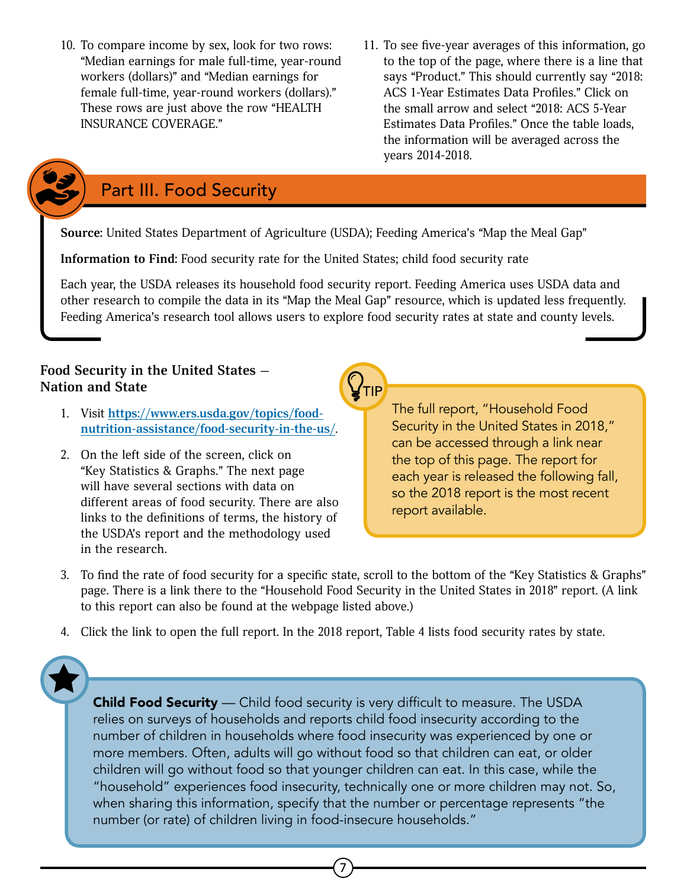10. To compare income by sex, look for two rows: "Median earnings for male full-time, year-round workers (dollars)" and "Median earnings for female full-time, year-round workers (dollars)." These rows are just above the row "HEALTH INSURANCE COVERAGE."

11. To see five-year averages of this information, go to the top of the page, where there is a line that says "Product." This should currently say "2018: ACS 1-Year Estimates Data Profiles." Click on the small arrow and select "2018: ACS 5-Year Estimates Data Profiles." Once the table loads, the information will be averaged across the years 2014-2018.

## Part III. Food Security

**Source:** United States Department of Agriculture (USDA); Feeding America's "Map the Meal Gap"

**Information to Find:** Food security rate for the United States; child food security rate

Each year, the USDA releases its household food security report. Feeding America uses USDA data and other research to compile the data in its "Map the Meal Gap" resource, which is updated less frequently. Feeding America's research tool allows users to explore food security rates at state and county levels.

### Food Security in the United States – Nation and State

1. Visit [https://www.ers.usda.gov/topics/food-nutrition-assistance/food-security-in-the-us/](https://www.ers.usda.gov/topics/food-nutrition-assistance/food-security-in-the-us/).

2. On the left side of the screen, click on "Key Statistics & Graphs." The next page will have several sections with data on different areas of food security. There are also links to the definitions of terms, the history of the USDA's report and the methodology used in the research.

**TIP**

The full report, "Household Food Security in the United States in 2018," can be accessed through a link near the top of this page. The report for each year is released the following fall, so the 2018 report is the most recent report available.

3. To find the rate of food security for a specific state, scroll to the bottom of the "Key Statistics & Graphs" page. There is a link there to the "Household Food Security in the United States in 2018" report. (A link to this report can also be found at the webpage listed above.)

4. Click the link to open the full report. In the 2018 report, Table 4 lists food security rates by state.

**Child Food Security** — Child food security is very difficult to measure. The USDA relies on surveys of households and reports child food insecurity according to the number of children in households where food insecurity was experienced by one or more members. Often, adults will go without food so that children can eat, or older children will go without food so that younger children can eat. In this case, while the "household" experiences food insecurity, technically one or more children may not. So, when sharing this information, specify that the number or percentage represents "the number (or rate) of children living in food-insecure households."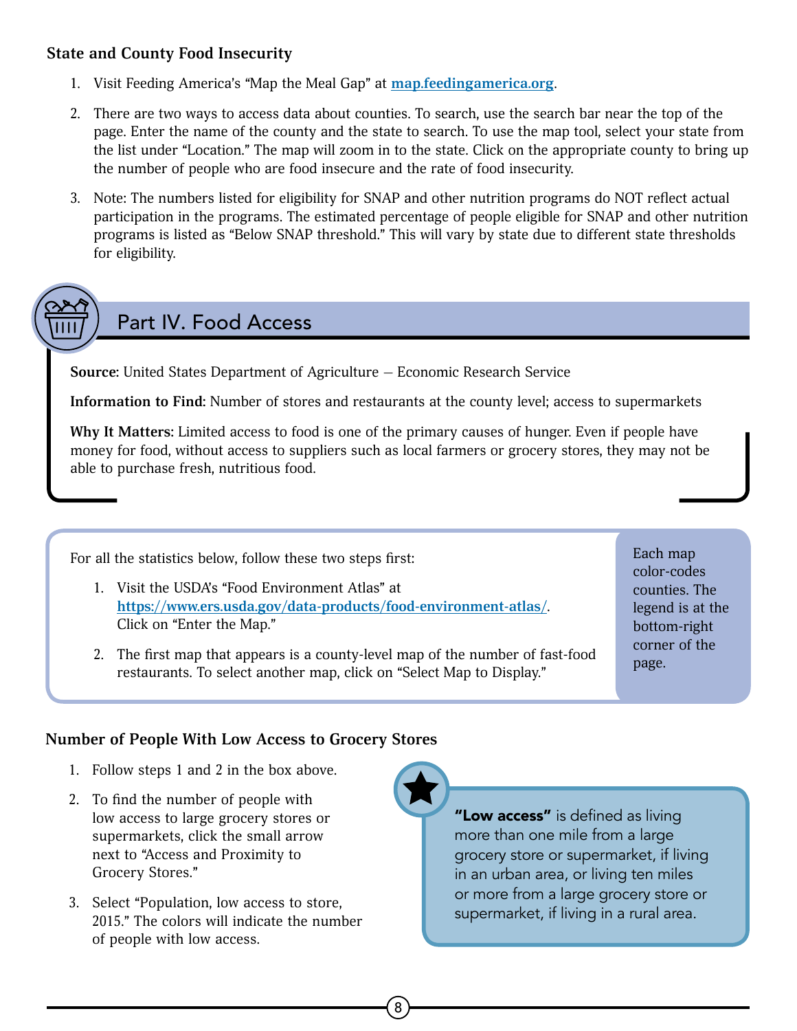### State and County Food Insecurity

1. Visit Feeding America's "Map the Meal Gap" at **[map.feedingamerica.org](map.feedingamerica.org)**.
2. There are two ways to access data about counties. To search, use the search bar near the top of the page. Enter the name of the county and the state to search. To use the map tool, select your state from the list under "Location." The map will zoom in to the state. Click on the appropriate county to bring up the number of people who are food insecure and the rate of food insecurity.
3. Note: The numbers listed for eligibility for SNAP and other nutrition programs do NOT reflect actual participation in the programs. The estimated percentage of people eligible for SNAP and other nutrition programs is listed as "Below SNAP threshold." This will vary by state due to different state thresholds for eligibility.

## Part IV. Food Access

**Source:** United States Department of Agriculture – Economic Research Service

**Information to Find:** Number of stores and restaurants at the county level; access to supermarkets

**Why It Matters:** Limited access to food is one of the primary causes of hunger. Even if people have money for food, without access to suppliers such as local farmers or grocery stores, they may not be able to purchase fresh, nutritious food.

For all the statistics below, follow these two steps first:

1. Visit the USDA's "Food Environment Atlas" at [https://www.ers.usda.gov/data-products/food-environment-atlas/](https://www.ers.usda.gov/data-products/food-environment-atlas/). Click on "Enter the Map."
2. The first map that appears is a county-level map of the number of fast-food restaurants. To select another map, click on "Select Map to Display."

Each map color-codes counties. The legend is at the bottom-right corner of the page.

### Number of People With Low Access to Grocery Stores

1. Follow steps 1 and 2 in the box above.
2. To find the number of people with low access to large grocery stores or supermarkets, click the small arrow next to "Access and Proximity to Grocery Stores."
3. Select "Population, low access to store, 2015." The colors will indicate the number of people with low access.

**"Low access"** is defined as living more than one mile from a large grocery store or supermarket, if living in an urban area, or living ten miles or more from a large grocery store or supermarket, if living in a rural area.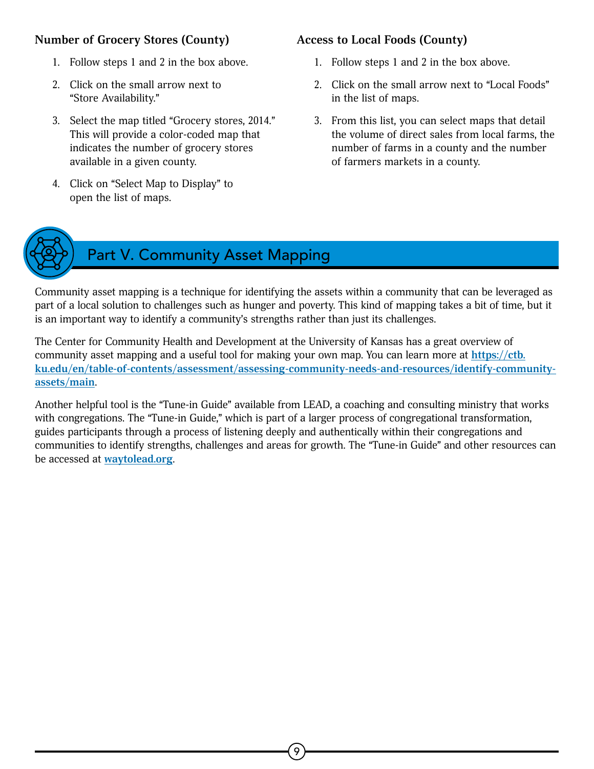### Number of Grocery Stores (County)

1. Follow steps 1 and 2 in the box above.
2. Click on the small arrow next to "Store Availability."
3. Select the map titled "Grocery stores, 2014." This will provide a color-coded map that indicates the number of grocery stores available in a given county.
4. Click on "Select Map to Display" to open the list of maps.

### Access to Local Foods (County)

1. Follow steps 1 and 2 in the box above.
2. Click on the small arrow next to "Local Foods" in the list of maps.
3. From this list, you can select maps that detail the volume of direct sales from local farms, the number of farms in a county and the number of farmers markets in a county.

## Part V. Community Asset Mapping

Community asset mapping is a technique for identifying the assets within a community that can be leveraged as part of a local solution to challenges such as hunger and poverty. This kind of mapping takes a bit of time, but it is an important way to identify a community's strengths rather than just its challenges.

The Center for Community Health and Development at the University of Kansas has a great overview of community asset mapping and a useful tool for making your own map. You can learn more at **https://ctb.ku.edu/en/table-of-contents/assessment/assessing-community-needs-and-resources/identify-community-assets/main**.

Another helpful tool is the "Tune-in Guide" available from LEAD, a coaching and consulting ministry that works with congregations. The "Tune-in Guide," which is part of a larger process of congregational transformation, guides participants through a process of listening deeply and authentically within their congregations and communities to identify strengths, challenges and areas for growth. The "Tune-in Guide" and other resources can be accessed at **waytolead.org**.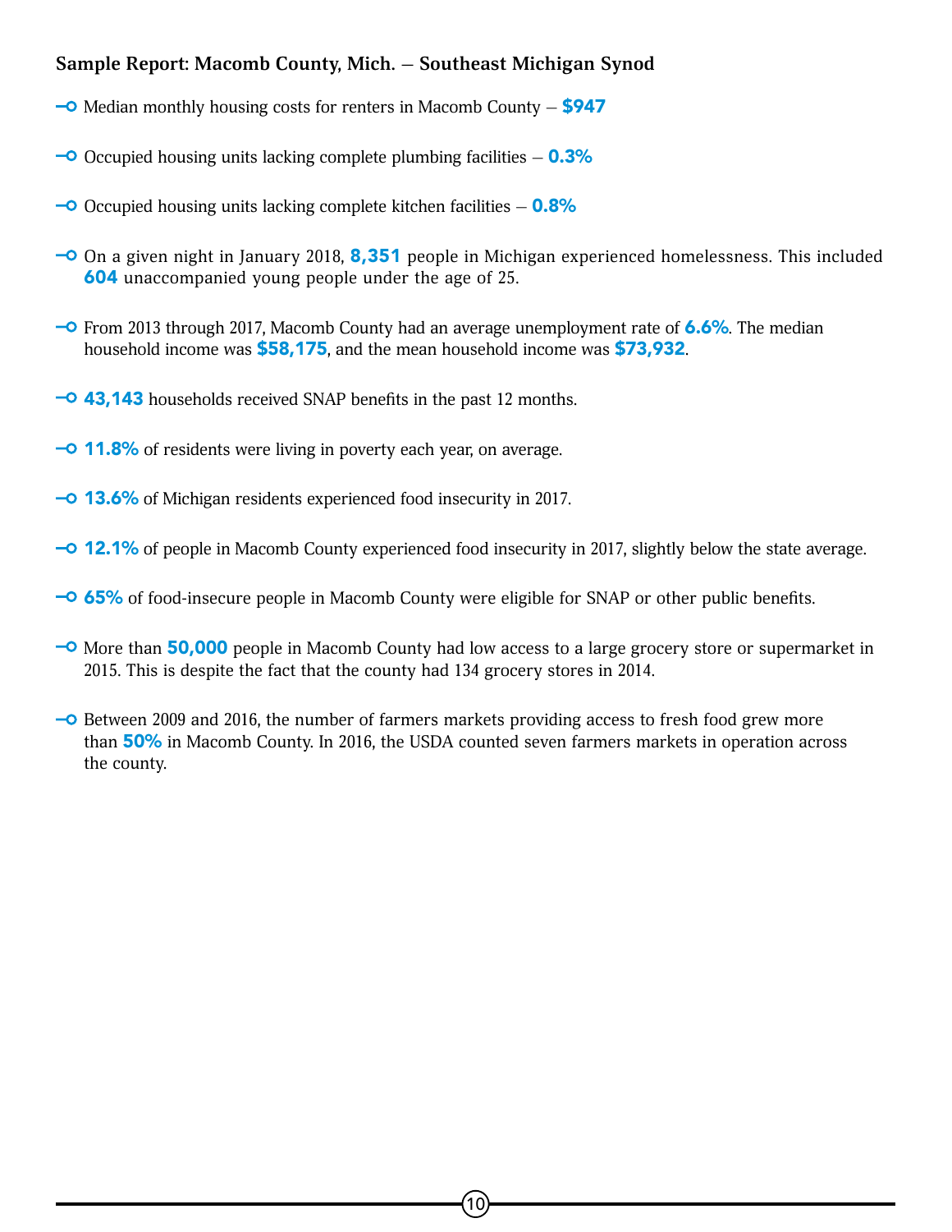### Sample Report: Macomb County, Mich. — Southeast Michigan Synod

- Median monthly housing costs for renters in Macomb County — **$947**
- Occupied housing units lacking complete plumbing facilities — **0.3%**
- Occupied housing units lacking complete kitchen facilities — **0.8%**
- On a given night in January 2018, **8,351** people in Michigan experienced homelessness. This included **604** unaccompanied young people under the age of 25.
- From 2013 through 2017, Macomb County had an average unemployment rate of **6.6%**. The median household income was **$58,175**, and the mean household income was **$73,932**.
- **43,143** households received SNAP benefits in the past 12 months.
- **11.8%** of residents were living in poverty each year, on average.
- **13.6%** of Michigan residents experienced food insecurity in 2017.
- **12.1%** of people in Macomb County experienced food insecurity in 2017, slightly below the state average.
- **65%** of food-insecure people in Macomb County were eligible for SNAP or other public benefits.
- More than **50,000** people in Macomb County had low access to a large grocery store or supermarket in 2015. This is despite the fact that the county had 134 grocery stores in 2014.
- Between 2009 and 2016, the number of farmers markets providing access to fresh food grew more than **50%** in Macomb County. In 2016, the USDA counted seven farmers markets in operation across the county.